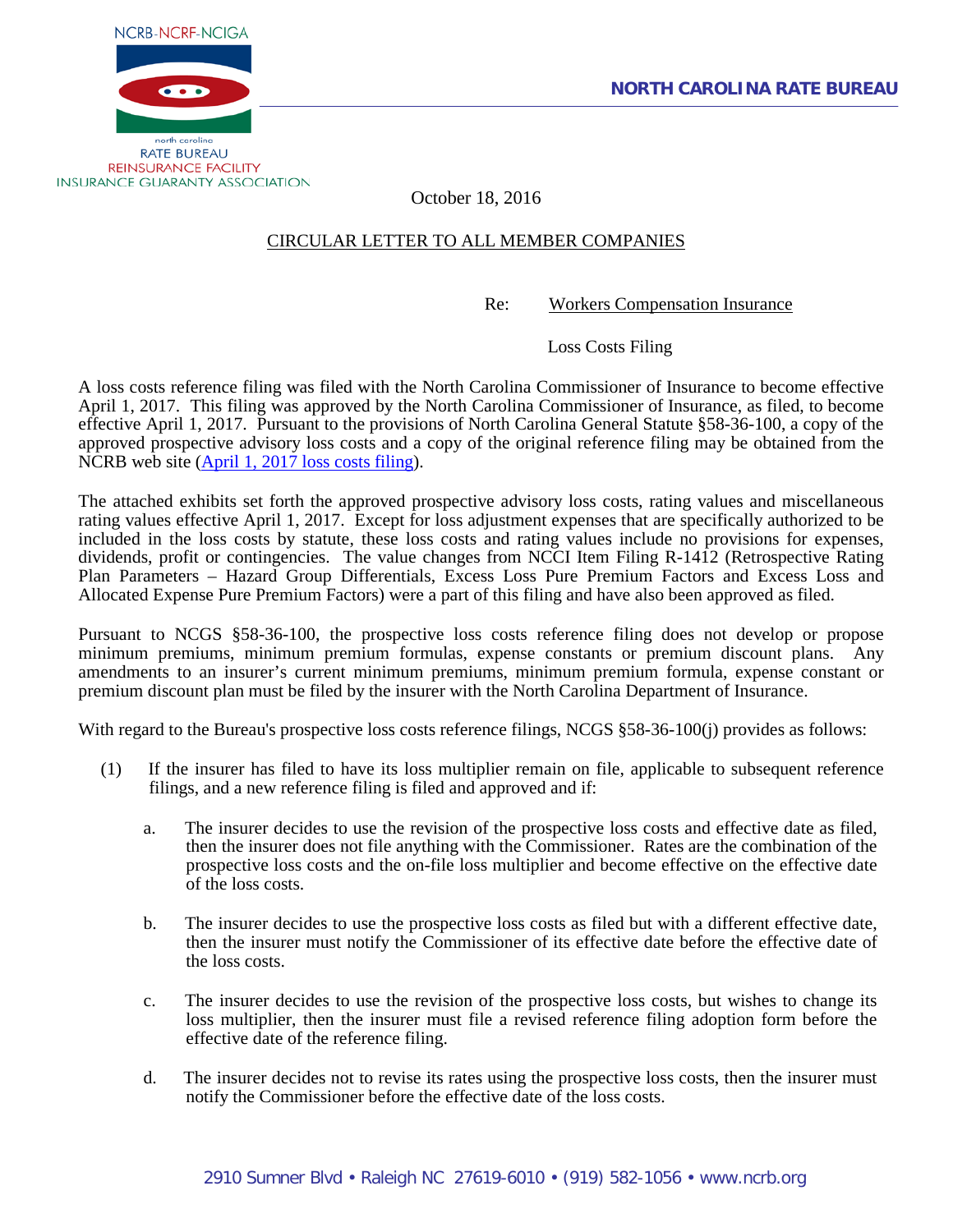NCRB-NCRF-NCIGA

north carolina
RATE BUREAU
REINSURANCE FACILITY
INSURANCE GUARANTY ASSOCIATION

**NORTH CAROLINA RATE BUREAU**

October 18, 2016

CIRCULAR LETTER TO ALL MEMBER COMPANIES

Re: Workers Compensation Insurance

Loss Costs Filing

A loss costs reference filing was filed with the North Carolina Commissioner of Insurance to become effective April 1, 2017. This filing was approved by the North Carolina Commissioner of Insurance, as filed, to become effective April 1, 2017. Pursuant to the provisions of North Carolina General Statute §58-36-100, a copy of the approved prospective advisory loss costs and a copy of the original reference filing may be obtained from the NCRB web site (April 1, 2017 loss costs filing).

The attached exhibits set forth the approved prospective advisory loss costs, rating values and miscellaneous rating values effective April 1, 2017. Except for loss adjustment expenses that are specifically authorized to be included in the loss costs by statute, these loss costs and rating values include no provisions for expenses, dividends, profit or contingencies. The value changes from NCCI Item Filing R-1412 (Retrospective Rating Plan Parameters – Hazard Group Differentials, Excess Loss Pure Premium Factors and Excess Loss and Allocated Expense Pure Premium Factors) were a part of this filing and have also been approved as filed.

Pursuant to NCGS §58-36-100, the prospective loss costs reference filing does not develop or propose minimum premiums, minimum premium formulas, expense constants or premium discount plans. Any amendments to an insurer's current minimum premiums, minimum premium formula, expense constant or premium discount plan must be filed by the insurer with the North Carolina Department of Insurance.

With regard to the Bureau's prospective loss costs reference filings, NCGS §58-36-100(j) provides as follows:

(1) If the insurer has filed to have its loss multiplier remain on file, applicable to subsequent reference filings, and a new reference filing is filed and approved and if:

   a. The insurer decides to use the revision of the prospective loss costs and effective date as filed, then the insurer does not file anything with the Commissioner. Rates are the combination of the prospective loss costs and the on-file loss multiplier and become effective on the effective date of the loss costs.

   b. The insurer decides to use the prospective loss costs as filed but with a different effective date, then the insurer must notify the Commissioner of its effective date before the effective date of the loss costs.

   c. The insurer decides to use the revision of the prospective loss costs, but wishes to change its loss multiplier, then the insurer must file a revised reference filing adoption form before the effective date of the reference filing.

   d. The insurer decides not to revise its rates using the prospective loss costs, then the insurer must notify the Commissioner before the effective date of the loss costs.

2910 Sumner Blvd • Raleigh NC 27619-6010 • (919) 582-1056 • www.ncrb.org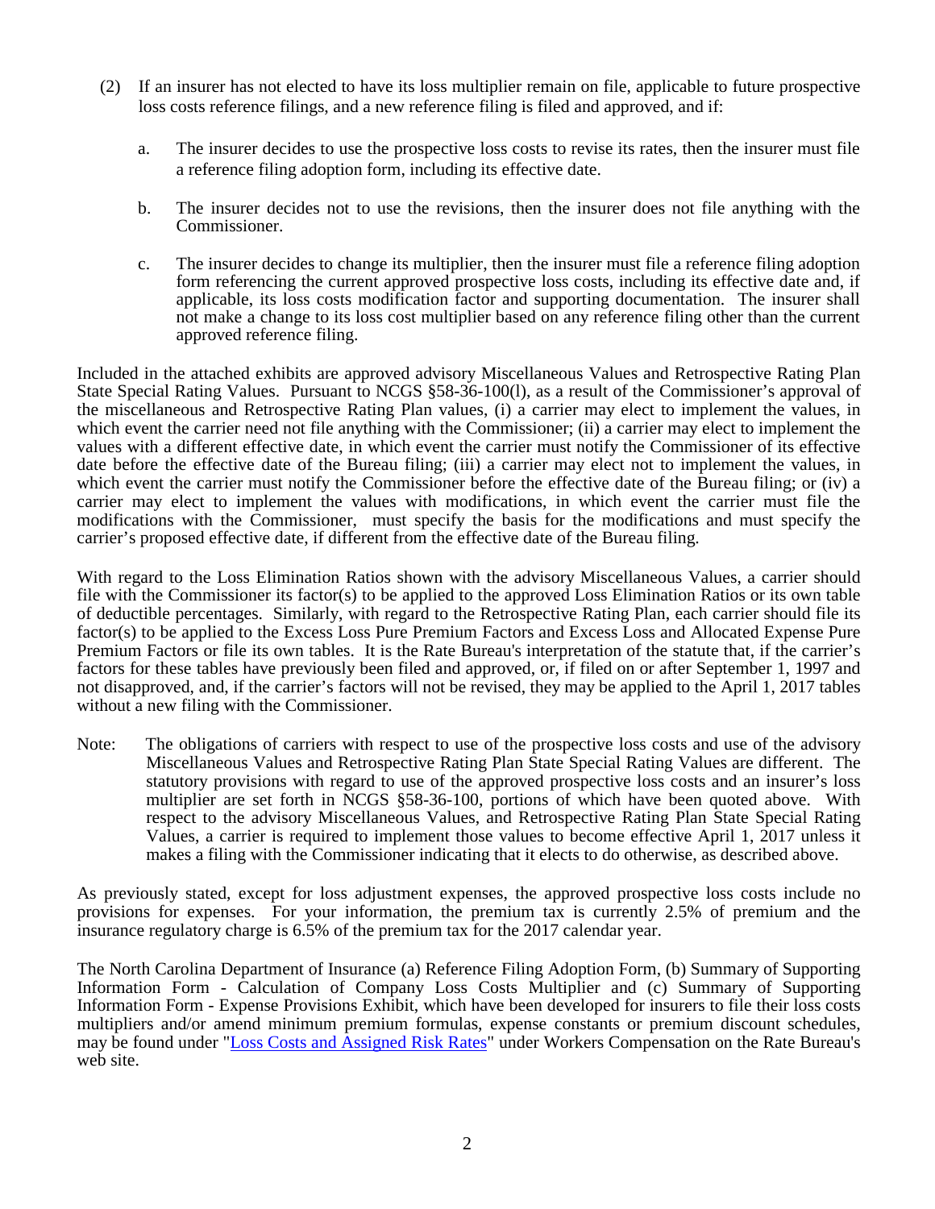(2) If an insurer has not elected to have its loss multiplier remain on file, applicable to future prospective loss costs reference filings, and a new reference filing is filed and approved, and if:

   a. The insurer decides to use the prospective loss costs to revise its rates, then the insurer must file a reference filing adoption form, including its effective date.

   b. The insurer decides not to use the revisions, then the insurer does not file anything with the Commissioner.

   c. The insurer decides to change its multiplier, then the insurer must file a reference filing adoption form referencing the current approved prospective loss costs, including its effective date and, if applicable, its loss costs modification factor and supporting documentation. The insurer shall not make a change to its loss cost multiplier based on any reference filing other than the current approved reference filing.

Included in the attached exhibits are approved advisory Miscellaneous Values and Retrospective Rating Plan State Special Rating Values. Pursuant to NCGS §58-36-100(l), as a result of the Commissioner's approval of the miscellaneous and Retrospective Rating Plan values, (i) a carrier may elect to implement the values, in which event the carrier need not file anything with the Commissioner; (ii) a carrier may elect to implement the values with a different effective date, in which event the carrier must notify the Commissioner of its effective date before the effective date of the Bureau filing; (iii) a carrier may elect not to implement the values, in which event the carrier must notify the Commissioner before the effective date of the Bureau filing; or (iv) a carrier may elect to implement the values with modifications, in which event the carrier must file the modifications with the Commissioner, must specify the basis for the modifications and must specify the carrier's proposed effective date, if different from the effective date of the Bureau filing.

With regard to the Loss Elimination Ratios shown with the advisory Miscellaneous Values, a carrier should file with the Commissioner its factor(s) to be applied to the approved Loss Elimination Ratios or its own table of deductible percentages. Similarly, with regard to the Retrospective Rating Plan, each carrier should file its factor(s) to be applied to the Excess Loss Pure Premium Factors and Excess Loss and Allocated Expense Pure Premium Factors or file its own tables. It is the Rate Bureau's interpretation of the statute that, if the carrier's factors for these tables have previously been filed and approved, or, if filed on or after September 1, 1997 and not disapproved, and, if the carrier's factors will not be revised, they may be applied to the April 1, 2017 tables without a new filing with the Commissioner.

Note: The obligations of carriers with respect to use of the prospective loss costs and use of the advisory Miscellaneous Values and Retrospective Rating Plan State Special Rating Values are different. The statutory provisions with regard to use of the approved prospective loss costs and an insurer's loss multiplier are set forth in NCGS §58-36-100, portions of which have been quoted above. With respect to the advisory Miscellaneous Values, and Retrospective Rating Plan State Special Rating Values, a carrier is required to implement those values to become effective April 1, 2017 unless it makes a filing with the Commissioner indicating that it elects to do otherwise, as described above.

As previously stated, except for loss adjustment expenses, the approved prospective loss costs include no provisions for expenses. For your information, the premium tax is currently 2.5% of premium and the insurance regulatory charge is 6.5% of the premium tax for the 2017 calendar year.

The North Carolina Department of Insurance (a) Reference Filing Adoption Form, (b) Summary of Supporting Information Form - Calculation of Company Loss Costs Multiplier and (c) Summary of Supporting Information Form - Expense Provisions Exhibit, which have been developed for insurers to file their loss costs multipliers and/or amend minimum premium formulas, expense constants or premium discount schedules, may be found under "Loss Costs and Assigned Risk Rates" under Workers Compensation on the Rate Bureau's web site.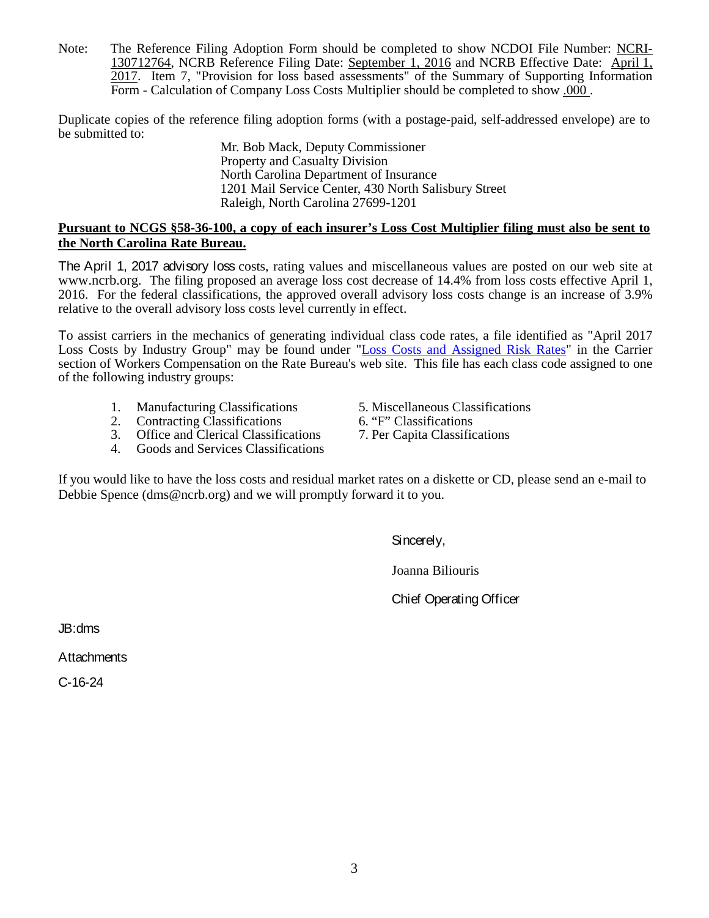Note: The Reference Filing Adoption Form should be completed to show NCDOI File Number: NCRI-130712764, NCRB Reference Filing Date: September 1, 2016 and NCRB Effective Date: April 1, 2017. Item 7, "Provision for loss based assessments" of the Summary of Supporting Information Form - Calculation of Company Loss Costs Multiplier should be completed to show .000 .

Duplicate copies of the reference filing adoption forms (with a postage-paid, self-addressed envelope) are to be submitted to:

Mr. Bob Mack, Deputy Commissioner
Property and Casualty Division
North Carolina Department of Insurance
1201 Mail Service Center, 430 North Salisbury Street
Raleigh, North Carolina 27699-1201

**Pursuant to NCGS §58-36-100, a copy of each insurer's Loss Cost Multiplier filing must also be sent to the North Carolina Rate Bureau.**

The April 1, 2017 advisory loss costs, rating values and miscellaneous values are posted on our web site at www.ncrb.org. The filing proposed an average loss cost decrease of 14.4% from loss costs effective April 1, 2016. For the federal classifications, the approved overall advisory loss costs change is an increase of 3.9% relative to the overall advisory loss costs level currently in effect.

To assist carriers in the mechanics of generating individual class code rates, a file identified as "April 2017 Loss Costs by Industry Group" may be found under "Loss Costs and Assigned Risk Rates" in the Carrier section of Workers Compensation on the Rate Bureau's web site. This file has each class code assigned to one of the following industry groups:

1. Manufacturing Classifications
2. Contracting Classifications
3. Office and Clerical Classifications
4. Goods and Services Classifications
5. Miscellaneous Classifications
6. "F" Classifications
7. Per Capita Classifications

If you would like to have the loss costs and residual market rates on a diskette or CD, please send an e-mail to Debbie Spence (dms@ncrb.org) and we will promptly forward it to you.

Sincerely,

Joanna Biliouris

Chief Operating Officer

JB:dms

Attachments

C-16-24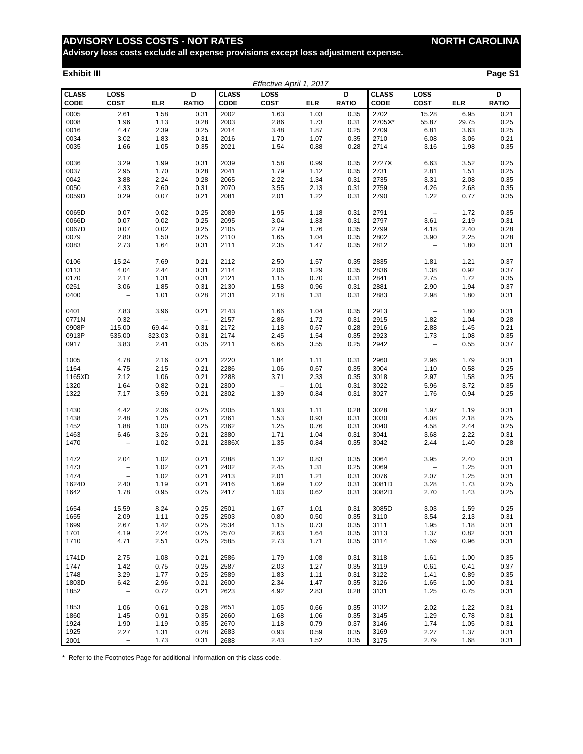# ADVISORY LOSS COSTS - NOT RATES — NORTH CAROLINA

**Advisory loss costs exclude all expense provisions except loss adjustment expense.**

**Exhibit III**

*Effective April 1, 2017*

| CLASS CODE | LOSS COST | ELR | D RATIO | CLASS CODE | LOSS COST | ELR | D RATIO | CLASS CODE | LOSS COST | ELR | D RATIO |
|---|---|---|---|---|---|---|---|---|---|---|---|
| 0005 | 2.61 | 1.58 | 0.31 | 2002 | 1.63 | 1.03 | 0.35 | 2702 | 15.28 | 6.95 | 0.21 |
| 0008 | 1.96 | 1.13 | 0.28 | 2003 | 2.86 | 1.73 | 0.31 | 2705X* | 55.87 | 29.75 | 0.25 |
| 0016 | 4.47 | 2.39 | 0.25 | 2014 | 3.48 | 1.87 | 0.25 | 2709 | 6.81 | 3.63 | 0.25 |
| 0034 | 3.02 | 1.83 | 0.31 | 2016 | 1.70 | 1.07 | 0.35 | 2710 | 6.08 | 3.06 | 0.21 |
| 0035 | 1.66 | 1.05 | 0.35 | 2021 | 1.54 | 0.88 | 0.28 | 2714 | 3.16 | 1.98 | 0.35 |
| 0036 | 3.29 | 1.99 | 0.31 | 2039 | 1.58 | 0.99 | 0.35 | 2727X | 6.63 | 3.52 | 0.25 |
| 0037 | 2.95 | 1.70 | 0.28 | 2041 | 1.79 | 1.12 | 0.35 | 2731 | 2.81 | 1.51 | 0.25 |
| 0042 | 3.88 | 2.24 | 0.28 | 2065 | 2.22 | 1.34 | 0.31 | 2735 | 3.31 | 2.08 | 0.35 |
| 0050 | 4.33 | 2.60 | 0.31 | 2070 | 3.55 | 2.13 | 0.31 | 2759 | 4.26 | 2.68 | 0.35 |
| 0059D | 0.29 | 0.07 | 0.21 | 2081 | 2.01 | 1.22 | 0.31 | 2790 | 1.22 | 0.77 | 0.35 |
| 0065D | 0.07 | 0.02 | 0.25 | 2089 | 1.95 | 1.18 | 0.31 | 2791 | – | 1.72 | 0.35 |
| 0066D | 0.07 | 0.02 | 0.25 | 2095 | 3.04 | 1.83 | 0.31 | 2797 | 3.61 | 2.19 | 0.31 |
| 0067D | 0.07 | 0.02 | 0.25 | 2105 | 2.79 | 1.76 | 0.35 | 2799 | 4.18 | 2.40 | 0.28 |
| 0079 | 2.80 | 1.50 | 0.25 | 2110 | 1.65 | 1.04 | 0.35 | 2802 | 3.90 | 2.25 | 0.28 |
| 0083 | 2.73 | 1.64 | 0.31 | 2111 | 2.35 | 1.47 | 0.35 | 2812 | – | 1.80 | 0.31 |
| 0106 | 15.24 | 7.69 | 0.21 | 2112 | 2.50 | 1.57 | 0.35 | 2835 | 1.81 | 1.21 | 0.37 |
| 0113 | 4.04 | 2.44 | 0.31 | 2114 | 2.06 | 1.29 | 0.35 | 2836 | 1.38 | 0.92 | 0.37 |
| 0170 | 2.17 | 1.31 | 0.31 | 2121 | 1.15 | 0.70 | 0.31 | 2841 | 2.75 | 1.72 | 0.35 |
| 0251 | 3.06 | 1.85 | 0.31 | 2130 | 1.58 | 0.96 | 0.31 | 2881 | 2.90 | 1.94 | 0.37 |
| 0400 | – | 1.01 | 0.28 | 2131 | 2.18 | 1.31 | 0.31 | 2883 | 2.98 | 1.80 | 0.31 |
| 0401 | 7.83 | 3.96 | 0.21 | 2143 | 1.66 | 1.04 | 0.35 | 2913 | – | 1.80 | 0.31 |
| 0771N | 0.32 | – | – | 2157 | 2.86 | 1.72 | 0.31 | 2915 | 1.82 | 1.04 | 0.28 |
| 0908P | 115.00 | 69.44 | 0.31 | 2172 | 1.18 | 0.67 | 0.28 | 2916 | 2.88 | 1.45 | 0.21 |
| 0913P | 535.00 | 323.03 | 0.31 | 2174 | 2.45 | 1.54 | 0.35 | 2923 | 1.73 | 1.08 | 0.35 |
| 0917 | 3.83 | 2.41 | 0.35 | 2211 | 6.65 | 3.55 | 0.25 | 2942 | – | 0.55 | 0.37 |
| 1005 | 4.78 | 2.16 | 0.21 | 2220 | 1.84 | 1.11 | 0.31 | 2960 | 2.96 | 1.79 | 0.31 |
| 1164 | 4.75 | 2.15 | 0.21 | 2286 | 1.06 | 0.67 | 0.35 | 3004 | 1.10 | 0.58 | 0.25 |
| 1165XD | 2.12 | 1.06 | 0.21 | 2288 | 3.71 | 2.33 | 0.35 | 3018 | 2.97 | 1.58 | 0.25 |
| 1320 | 1.64 | 0.82 | 0.21 | 2300 | – | 1.01 | 0.31 | 3022 | 5.96 | 3.72 | 0.35 |
| 1322 | 7.17 | 3.59 | 0.21 | 2302 | 1.39 | 0.84 | 0.31 | 3027 | 1.76 | 0.94 | 0.25 |
| 1430 | 4.42 | 2.36 | 0.25 | 2305 | 1.93 | 1.11 | 0.28 | 3028 | 1.97 | 1.19 | 0.31 |
| 1438 | 2.48 | 1.25 | 0.21 | 2361 | 1.53 | 0.93 | 0.31 | 3030 | 4.08 | 2.18 | 0.25 |
| 1452 | 1.88 | 1.00 | 0.25 | 2362 | 1.25 | 0.76 | 0.31 | 3040 | 4.58 | 2.44 | 0.25 |
| 1463 | 6.46 | 3.26 | 0.21 | 2380 | 1.71 | 1.04 | 0.31 | 3041 | 3.68 | 2.22 | 0.31 |
| 1470 | – | 1.02 | 0.21 | 2386X | 1.35 | 0.84 | 0.35 | 3042 | 2.44 | 1.40 | 0.28 |
| 1472 | 2.04 | 1.02 | 0.21 | 2388 | 1.32 | 0.83 | 0.35 | 3064 | 3.95 | 2.40 | 0.31 |
| 1473 | – | 1.02 | 0.21 | 2402 | 2.45 | 1.31 | 0.25 | 3069 | – | 1.25 | 0.31 |
| 1474 | – | 1.02 | 0.21 | 2413 | 2.01 | 1.21 | 0.31 | 3076 | 2.07 | 1.25 | 0.31 |
| 1624D | 2.40 | 1.19 | 0.21 | 2416 | 1.69 | 1.02 | 0.31 | 3081D | 3.28 | 1.73 | 0.25 |
| 1642 | 1.78 | 0.95 | 0.25 | 2417 | 1.03 | 0.62 | 0.31 | 3082D | 2.70 | 1.43 | 0.25 |
| 1654 | 15.59 | 8.24 | 0.25 | 2501 | 1.67 | 1.01 | 0.31 | 3085D | 3.03 | 1.59 | 0.25 |
| 1655 | 2.09 | 1.11 | 0.25 | 2503 | 0.80 | 0.50 | 0.35 | 3110 | 3.54 | 2.13 | 0.31 |
| 1699 | 2.67 | 1.42 | 0.25 | 2534 | 1.15 | 0.73 | 0.35 | 3111 | 1.95 | 1.18 | 0.31 |
| 1701 | 4.19 | 2.24 | 0.25 | 2570 | 2.63 | 1.64 | 0.35 | 3113 | 1.37 | 0.82 | 0.31 |
| 1710 | 4.71 | 2.51 | 0.25 | 2585 | 2.73 | 1.71 | 0.35 | 3114 | 1.59 | 0.96 | 0.31 |
| 1741D | 2.75 | 1.08 | 0.21 | 2586 | 1.79 | 1.08 | 0.31 | 3118 | 1.61 | 1.00 | 0.35 |
| 1747 | 1.42 | 0.75 | 0.25 | 2587 | 2.03 | 1.27 | 0.35 | 3119 | 0.61 | 0.41 | 0.37 |
| 1748 | 3.29 | 1.77 | 0.25 | 2589 | 1.83 | 1.11 | 0.31 | 3122 | 1.41 | 0.89 | 0.35 |
| 1803D | 6.42 | 2.96 | 0.21 | 2600 | 2.34 | 1.47 | 0.35 | 3126 | 1.65 | 1.00 | 0.31 |
| 1852 | – | 0.72 | 0.21 | 2623 | 4.92 | 2.83 | 0.28 | 3131 | 1.25 | 0.75 | 0.31 |
| 1853 | 1.06 | 0.61 | 0.28 | 2651 | 1.05 | 0.66 | 0.35 | 3132 | 2.02 | 1.22 | 0.31 |
| 1860 | 1.45 | 0.91 | 0.35 | 2660 | 1.68 | 1.06 | 0.35 | 3145 | 1.29 | 0.78 | 0.31 |
| 1924 | 1.90 | 1.19 | 0.35 | 2670 | 1.18 | 0.79 | 0.37 | 3146 | 1.74 | 1.05 | 0.31 |
| 1925 | 2.27 | 1.31 | 0.28 | 2683 | 0.93 | 0.59 | 0.35 | 3169 | 2.27 | 1.37 | 0.31 |
| 2001 | – | 1.73 | 0.31 | 2688 | 2.43 | 1.52 | 0.35 | 3175 | 2.79 | 1.68 | 0.31 |

* Refer to the Footnotes Page for additional information on this class code.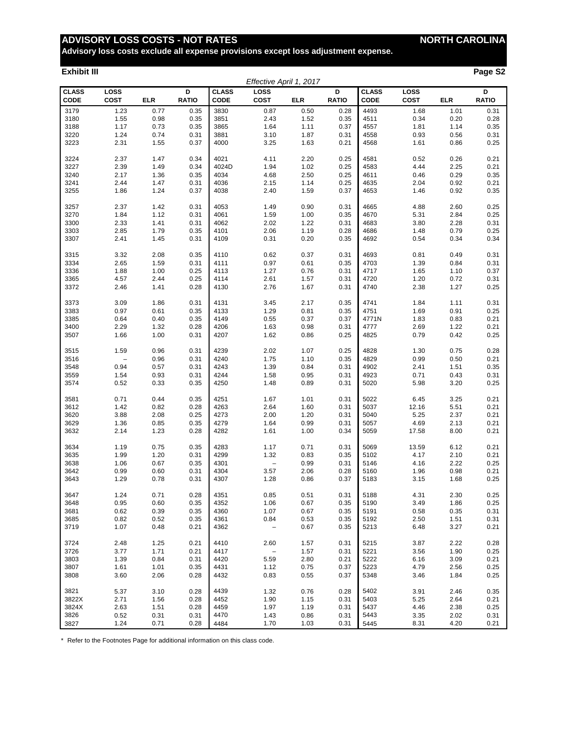# ADVISORY LOSS COSTS - NOT RATES

**NORTH CAROLINA**

**Advisory loss costs exclude all expense provisions except loss adjustment expense.**

**Exhibit III**

**Page S2**

*Effective April 1, 2017*

| CLASS CODE | LOSS COST | ELR | D RATIO | CLASS CODE | LOSS COST | ELR | D RATIO | CLASS CODE | LOSS COST | ELR | D RATIO |
|---|---|---|---|---|---|---|---|---|---|---|---|
| 3179 | 1.23 | 0.77 | 0.35 | 3830 | 0.87 | 0.50 | 0.28 | 4493 | 1.68 | 1.01 | 0.31 |
| 3180 | 1.55 | 0.98 | 0.35 | 3851 | 2.43 | 1.52 | 0.35 | 4511 | 0.34 | 0.20 | 0.28 |
| 3188 | 1.17 | 0.73 | 0.35 | 3865 | 1.64 | 1.11 | 0.37 | 4557 | 1.81 | 1.14 | 0.35 |
| 3220 | 1.24 | 0.74 | 0.31 | 3881 | 3.10 | 1.87 | 0.31 | 4558 | 0.93 | 0.56 | 0.31 |
| 3223 | 2.31 | 1.55 | 0.37 | 4000 | 3.25 | 1.63 | 0.21 | 4568 | 1.61 | 0.86 | 0.25 |
| 3224 | 2.37 | 1.47 | 0.34 | 4021 | 4.11 | 2.20 | 0.25 | 4581 | 0.52 | 0.26 | 0.21 |
| 3227 | 2.39 | 1.49 | 0.34 | 4024D | 1.94 | 1.02 | 0.25 | 4583 | 4.44 | 2.25 | 0.21 |
| 3240 | 2.17 | 1.36 | 0.35 | 4034 | 4.68 | 2.50 | 0.25 | 4611 | 0.46 | 0.29 | 0.35 |
| 3241 | 2.44 | 1.47 | 0.31 | 4036 | 2.15 | 1.14 | 0.25 | 4635 | 2.04 | 0.92 | 0.21 |
| 3255 | 1.86 | 1.24 | 0.37 | 4038 | 2.40 | 1.59 | 0.37 | 4653 | 1.46 | 0.92 | 0.35 |
| 3257 | 2.37 | 1.42 | 0.31 | 4053 | 1.49 | 0.90 | 0.31 | 4665 | 4.88 | 2.60 | 0.25 |
| 3270 | 1.84 | 1.12 | 0.31 | 4061 | 1.59 | 1.00 | 0.35 | 4670 | 5.31 | 2.84 | 0.25 |
| 3300 | 2.33 | 1.41 | 0.31 | 4062 | 2.02 | 1.22 | 0.31 | 4683 | 3.80 | 2.28 | 0.31 |
| 3303 | 2.85 | 1.79 | 0.35 | 4101 | 2.06 | 1.19 | 0.28 | 4686 | 1.48 | 0.79 | 0.25 |
| 3307 | 2.41 | 1.45 | 0.31 | 4109 | 0.31 | 0.20 | 0.35 | 4692 | 0.54 | 0.34 | 0.34 |
| 3315 | 3.32 | 2.08 | 0.35 | 4110 | 0.62 | 0.37 | 0.31 | 4693 | 0.81 | 0.49 | 0.31 |
| 3334 | 2.65 | 1.59 | 0.31 | 4111 | 0.97 | 0.61 | 0.35 | 4703 | 1.39 | 0.84 | 0.31 |
| 3336 | 1.88 | 1.00 | 0.25 | 4113 | 1.27 | 0.76 | 0.31 | 4717 | 1.65 | 1.10 | 0.37 |
| 3365 | 4.57 | 2.44 | 0.25 | 4114 | 2.61 | 1.57 | 0.31 | 4720 | 1.20 | 0.72 | 0.31 |
| 3372 | 2.46 | 1.41 | 0.28 | 4130 | 2.76 | 1.67 | 0.31 | 4740 | 2.38 | 1.27 | 0.25 |
| 3373 | 3.09 | 1.86 | 0.31 | 4131 | 3.45 | 2.17 | 0.35 | 4741 | 1.84 | 1.11 | 0.31 |
| 3383 | 0.97 | 0.61 | 0.35 | 4133 | 1.29 | 0.81 | 0.35 | 4751 | 1.69 | 0.91 | 0.25 |
| 3385 | 0.64 | 0.40 | 0.35 | 4149 | 0.55 | 0.37 | 0.37 | 4771N | 1.83 | 0.83 | 0.21 |
| 3400 | 2.29 | 1.32 | 0.28 | 4206 | 1.63 | 0.98 | 0.31 | 4777 | 2.69 | 1.22 | 0.21 |
| 3507 | 1.66 | 1.00 | 0.31 | 4207 | 1.62 | 0.86 | 0.25 | 4825 | 0.79 | 0.42 | 0.25 |
| 3515 | 1.59 | 0.96 | 0.31 | 4239 | 2.02 | 1.07 | 0.25 | 4828 | 1.30 | 0.75 | 0.28 |
| 3516 | – | 0.96 | 0.31 | 4240 | 1.75 | 1.10 | 0.35 | 4829 | 0.99 | 0.50 | 0.21 |
| 3548 | 0.94 | 0.57 | 0.31 | 4243 | 1.39 | 0.84 | 0.31 | 4902 | 2.41 | 1.51 | 0.35 |
| 3559 | 1.54 | 0.93 | 0.31 | 4244 | 1.58 | 0.95 | 0.31 | 4923 | 0.71 | 0.43 | 0.31 |
| 3574 | 0.52 | 0.33 | 0.35 | 4250 | 1.48 | 0.89 | 0.31 | 5020 | 5.98 | 3.20 | 0.25 |
| 3581 | 0.71 | 0.44 | 0.35 | 4251 | 1.67 | 1.01 | 0.31 | 5022 | 6.45 | 3.25 | 0.21 |
| 3612 | 1.42 | 0.82 | 0.28 | 4263 | 2.64 | 1.60 | 0.31 | 5037 | 12.16 | 5.51 | 0.21 |
| 3620 | 3.88 | 2.08 | 0.25 | 4273 | 2.00 | 1.20 | 0.31 | 5040 | 5.25 | 2.37 | 0.21 |
| 3629 | 1.36 | 0.85 | 0.35 | 4279 | 1.64 | 0.99 | 0.31 | 5057 | 4.69 | 2.13 | 0.21 |
| 3632 | 2.14 | 1.23 | 0.28 | 4282 | 1.61 | 1.00 | 0.34 | 5059 | 17.58 | 8.00 | 0.21 |
| 3634 | 1.19 | 0.75 | 0.35 | 4283 | 1.17 | 0.71 | 0.31 | 5069 | 13.59 | 6.12 | 0.21 |
| 3635 | 1.99 | 1.20 | 0.31 | 4299 | 1.32 | 0.83 | 0.35 | 5102 | 4.17 | 2.10 | 0.21 |
| 3638 | 1.06 | 0.67 | 0.35 | 4301 | – | 0.99 | 0.31 | 5146 | 4.16 | 2.22 | 0.25 |
| 3642 | 0.99 | 0.60 | 0.31 | 4304 | 3.57 | 2.06 | 0.28 | 5160 | 1.96 | 0.98 | 0.21 |
| 3643 | 1.29 | 0.78 | 0.31 | 4307 | 1.28 | 0.86 | 0.37 | 5183 | 3.15 | 1.68 | 0.25 |
| 3647 | 1.24 | 0.71 | 0.28 | 4351 | 0.85 | 0.51 | 0.31 | 5188 | 4.31 | 2.30 | 0.25 |
| 3648 | 0.95 | 0.60 | 0.35 | 4352 | 1.06 | 0.67 | 0.35 | 5190 | 3.49 | 1.86 | 0.25 |
| 3681 | 0.62 | 0.39 | 0.35 | 4360 | 1.07 | 0.67 | 0.35 | 5191 | 0.58 | 0.35 | 0.31 |
| 3685 | 0.82 | 0.52 | 0.35 | 4361 | 0.84 | 0.53 | 0.35 | 5192 | 2.50 | 1.51 | 0.31 |
| 3719 | 1.07 | 0.48 | 0.21 | 4362 | – | 0.67 | 0.35 | 5213 | 6.48 | 3.27 | 0.21 |
| 3724 | 2.48 | 1.25 | 0.21 | 4410 | 2.60 | 1.57 | 0.31 | 5215 | 3.87 | 2.22 | 0.28 |
| 3726 | 3.77 | 1.71 | 0.21 | 4417 | – | 1.57 | 0.31 | 5221 | 3.56 | 1.90 | 0.25 |
| 3803 | 1.39 | 0.84 | 0.31 | 4420 | 5.59 | 2.80 | 0.21 | 5222 | 6.16 | 3.09 | 0.21 |
| 3807 | 1.61 | 1.01 | 0.35 | 4431 | 1.12 | 0.75 | 0.37 | 5223 | 4.79 | 2.56 | 0.25 |
| 3808 | 3.60 | 2.06 | 0.28 | 4432 | 0.83 | 0.55 | 0.37 | 5348 | 3.46 | 1.84 | 0.25 |
| 3821 | 5.37 | 3.10 | 0.28 | 4439 | 1.32 | 0.76 | 0.28 | 5402 | 3.91 | 2.46 | 0.35 |
| 3822X | 2.71 | 1.56 | 0.28 | 4452 | 1.90 | 1.15 | 0.31 | 5403 | 5.25 | 2.64 | 0.21 |
| 3824X | 2.63 | 1.51 | 0.28 | 4459 | 1.97 | 1.19 | 0.31 | 5437 | 4.46 | 2.38 | 0.25 |
| 3826 | 0.52 | 0.31 | 0.31 | 4470 | 1.43 | 0.86 | 0.31 | 5443 | 3.35 | 2.02 | 0.31 |
| 3827 | 1.24 | 0.71 | 0.28 | 4484 | 1.70 | 1.03 | 0.31 | 5445 | 8.31 | 4.20 | 0.21 |

* Refer to the Footnotes Page for additional information on this class code.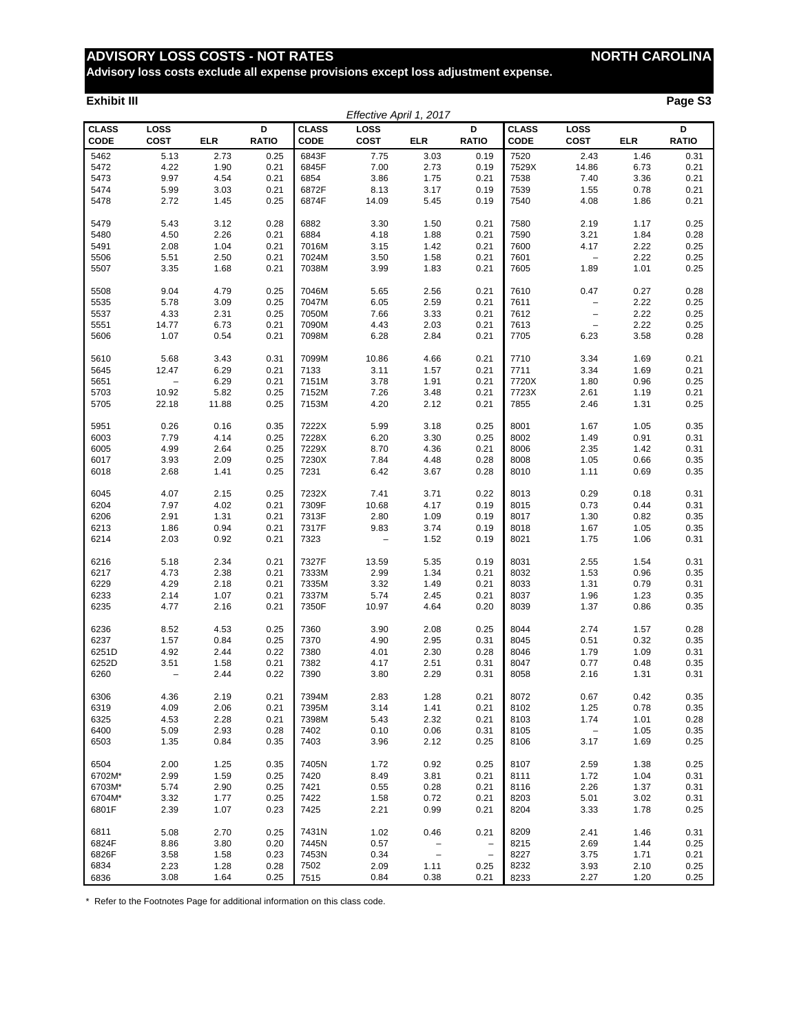# ADVISORY LOSS COSTS - NOT RATES

**NORTH CAROLINA**

**Advisory loss costs exclude all expense provisions except loss adjustment expense.**

**Exhibit III**

**Page S3**

*Effective April 1, 2017*

| CLASS CODE | LOSS COST | ELR | D RATIO | CLASS CODE | LOSS COST | ELR | D RATIO | CLASS CODE | LOSS COST | ELR | D RATIO |
|---|---|---|---|---|---|---|---|---|---|---|---|
| 5462 | 5.13 | 2.73 | 0.25 | 6843F | 7.75 | 3.03 | 0.19 | 7520 | 2.43 | 1.46 | 0.31 |
| 5472 | 4.22 | 1.90 | 0.21 | 6845F | 7.00 | 2.73 | 0.19 | 7529X | 14.86 | 6.73 | 0.21 |
| 5473 | 9.97 | 4.54 | 0.21 | 6854 | 3.86 | 1.75 | 0.21 | 7538 | 7.40 | 3.36 | 0.21 |
| 5474 | 5.99 | 3.03 | 0.21 | 6872F | 8.13 | 3.17 | 0.19 | 7539 | 1.55 | 0.78 | 0.21 |
| 5478 | 2.72 | 1.45 | 0.25 | 6874F | 14.09 | 5.45 | 0.19 | 7540 | 4.08 | 1.86 | 0.21 |
| 5479 | 5.43 | 3.12 | 0.28 | 6882 | 3.30 | 1.50 | 0.21 | 7580 | 2.19 | 1.17 | 0.25 |
| 5480 | 4.50 | 2.26 | 0.21 | 6884 | 4.18 | 1.88 | 0.21 | 7590 | 3.21 | 1.84 | 0.28 |
| 5491 | 2.08 | 1.04 | 0.21 | 7016M | 3.15 | 1.42 | 0.21 | 7600 | 4.17 | 2.22 | 0.25 |
| 5506 | 5.51 | 2.50 | 0.21 | 7024M | 3.50 | 1.58 | 0.21 | 7601 | – | 2.22 | 0.25 |
| 5507 | 3.35 | 1.68 | 0.21 | 7038M | 3.99 | 1.83 | 0.21 | 7605 | 1.89 | 1.01 | 0.25 |
| 5508 | 9.04 | 4.79 | 0.25 | 7046M | 5.65 | 2.56 | 0.21 | 7610 | 0.47 | 0.27 | 0.28 |
| 5535 | 5.78 | 3.09 | 0.25 | 7047M | 6.05 | 2.59 | 0.21 | 7611 | – | 2.22 | 0.25 |
| 5537 | 4.33 | 2.31 | 0.25 | 7050M | 7.66 | 3.33 | 0.21 | 7612 | – | 2.22 | 0.25 |
| 5551 | 14.77 | 6.73 | 0.21 | 7090M | 4.43 | 2.03 | 0.21 | 7613 | – | 2.22 | 0.25 |
| 5606 | 1.07 | 0.54 | 0.21 | 7098M | 6.28 | 2.84 | 0.21 | 7705 | 6.23 | 3.58 | 0.28 |
| 5610 | 5.68 | 3.43 | 0.31 | 7099M | 10.86 | 4.66 | 0.21 | 7710 | 3.34 | 1.69 | 0.21 |
| 5645 | 12.47 | 6.29 | 0.21 | 7133 | 3.11 | 1.57 | 0.21 | 7711 | 3.34 | 1.69 | 0.21 |
| 5651 | – | 6.29 | 0.21 | 7151M | 3.78 | 1.91 | 0.21 | 7720X | 1.80 | 0.96 | 0.25 |
| 5703 | 10.92 | 5.82 | 0.25 | 7152M | 7.26 | 3.48 | 0.21 | 7723X | 2.61 | 1.19 | 0.21 |
| 5705 | 22.18 | 11.88 | 0.25 | 7153M | 4.20 | 2.12 | 0.21 | 7855 | 2.46 | 1.31 | 0.25 |
| 5951 | 0.26 | 0.16 | 0.35 | 7222X | 5.99 | 3.18 | 0.25 | 8001 | 1.67 | 1.05 | 0.35 |
| 6003 | 7.79 | 4.14 | 0.25 | 7228X | 6.20 | 3.30 | 0.25 | 8002 | 1.49 | 0.91 | 0.31 |
| 6005 | 4.99 | 2.64 | 0.25 | 7229X | 8.70 | 4.36 | 0.21 | 8006 | 2.35 | 1.42 | 0.31 |
| 6017 | 3.93 | 2.09 | 0.25 | 7230X | 7.84 | 4.48 | 0.28 | 8008 | 1.05 | 0.66 | 0.35 |
| 6018 | 2.68 | 1.41 | 0.25 | 7231 | 6.42 | 3.67 | 0.28 | 8010 | 1.11 | 0.69 | 0.35 |
| 6045 | 4.07 | 2.15 | 0.25 | 7232X | 7.41 | 3.71 | 0.22 | 8013 | 0.29 | 0.18 | 0.31 |
| 6204 | 7.97 | 4.02 | 0.21 | 7309F | 10.68 | 4.17 | 0.19 | 8015 | 0.73 | 0.44 | 0.31 |
| 6206 | 2.91 | 1.31 | 0.21 | 7313F | 2.80 | 1.09 | 0.19 | 8017 | 1.30 | 0.82 | 0.35 |
| 6213 | 1.86 | 0.94 | 0.21 | 7317F | 9.83 | 3.74 | 0.19 | 8018 | 1.67 | 1.05 | 0.35 |
| 6214 | 2.03 | 0.92 | 0.21 | 7323 | – | 1.52 | 0.19 | 8021 | 1.75 | 1.06 | 0.31 |
| 6216 | 5.18 | 2.34 | 0.21 | 7327F | 13.59 | 5.35 | 0.19 | 8031 | 2.55 | 1.54 | 0.31 |
| 6217 | 4.73 | 2.38 | 0.21 | 7333M | 2.99 | 1.34 | 0.21 | 8032 | 1.53 | 0.96 | 0.35 |
| 6229 | 4.29 | 2.18 | 0.21 | 7335M | 3.32 | 1.49 | 0.21 | 8033 | 1.31 | 0.79 | 0.31 |
| 6233 | 2.14 | 1.07 | 0.21 | 7337M | 5.74 | 2.45 | 0.21 | 8037 | 1.96 | 1.23 | 0.35 |
| 6235 | 4.77 | 2.16 | 0.21 | 7350F | 10.97 | 4.64 | 0.20 | 8039 | 1.37 | 0.86 | 0.35 |
| 6236 | 8.52 | 4.53 | 0.25 | 7360 | 3.90 | 2.08 | 0.25 | 8044 | 2.74 | 1.57 | 0.28 |
| 6237 | 1.57 | 0.84 | 0.25 | 7370 | 4.90 | 2.95 | 0.31 | 8045 | 0.51 | 0.32 | 0.35 |
| 6251D | 4.92 | 2.44 | 0.22 | 7380 | 4.01 | 2.30 | 0.28 | 8046 | 1.79 | 1.09 | 0.31 |
| 6252D | 3.51 | 1.58 | 0.21 | 7382 | 4.17 | 2.51 | 0.31 | 8047 | 0.77 | 0.48 | 0.35 |
| 6260 | – | 2.44 | 0.22 | 7390 | 3.80 | 2.29 | 0.31 | 8058 | 2.16 | 1.31 | 0.31 |
| 6306 | 4.36 | 2.19 | 0.21 | 7394M | 2.83 | 1.28 | 0.21 | 8072 | 0.67 | 0.42 | 0.35 |
| 6319 | 4.09 | 2.06 | 0.21 | 7395M | 3.14 | 1.41 | 0.21 | 8102 | 1.25 | 0.78 | 0.35 |
| 6325 | 4.53 | 2.28 | 0.21 | 7398M | 5.43 | 2.32 | 0.21 | 8103 | 1.74 | 1.01 | 0.28 |
| 6400 | 5.09 | 2.93 | 0.28 | 7402 | 0.10 | 0.06 | 0.31 | 8105 | – | 1.05 | 0.35 |
| 6503 | 1.35 | 0.84 | 0.35 | 7403 | 3.96 | 2.12 | 0.25 | 8106 | 3.17 | 1.69 | 0.25 |
| 6504 | 2.00 | 1.25 | 0.35 | 7405N | 1.72 | 0.92 | 0.25 | 8107 | 2.59 | 1.38 | 0.25 |
| 6702M* | 2.99 | 1.59 | 0.25 | 7420 | 8.49 | 3.81 | 0.21 | 8111 | 1.72 | 1.04 | 0.31 |
| 6703M* | 5.74 | 2.90 | 0.25 | 7421 | 0.55 | 0.28 | 0.21 | 8116 | 2.26 | 1.37 | 0.31 |
| 6704M* | 3.32 | 1.77 | 0.25 | 7422 | 1.58 | 0.72 | 0.21 | 8203 | 5.01 | 3.02 | 0.31 |
| 6801F | 2.39 | 1.07 | 0.23 | 7425 | 2.21 | 0.99 | 0.21 | 8204 | 3.33 | 1.78 | 0.25 |
| 6811 | 5.08 | 2.70 | 0.25 | 7431N | 1.02 | 0.46 | 0.21 | 8209 | 2.41 | 1.46 | 0.31 |
| 6824F | 8.86 | 3.80 | 0.20 | 7445N | 0.57 | – | – | 8215 | 2.69 | 1.44 | 0.25 |
| 6826F | 3.58 | 1.58 | 0.23 | 7453N | 0.34 | – | – | 8227 | 3.75 | 1.71 | 0.21 |
| 6834 | 2.23 | 1.28 | 0.28 | 7502 | 2.09 | 1.11 | 0.25 | 8232 | 3.93 | 2.10 | 0.25 |
| 6836 | 3.08 | 1.64 | 0.25 | 7515 | 0.84 | 0.38 | 0.21 | 8233 | 2.27 | 1.20 | 0.25 |

* Refer to the Footnotes Page for additional information on this class code.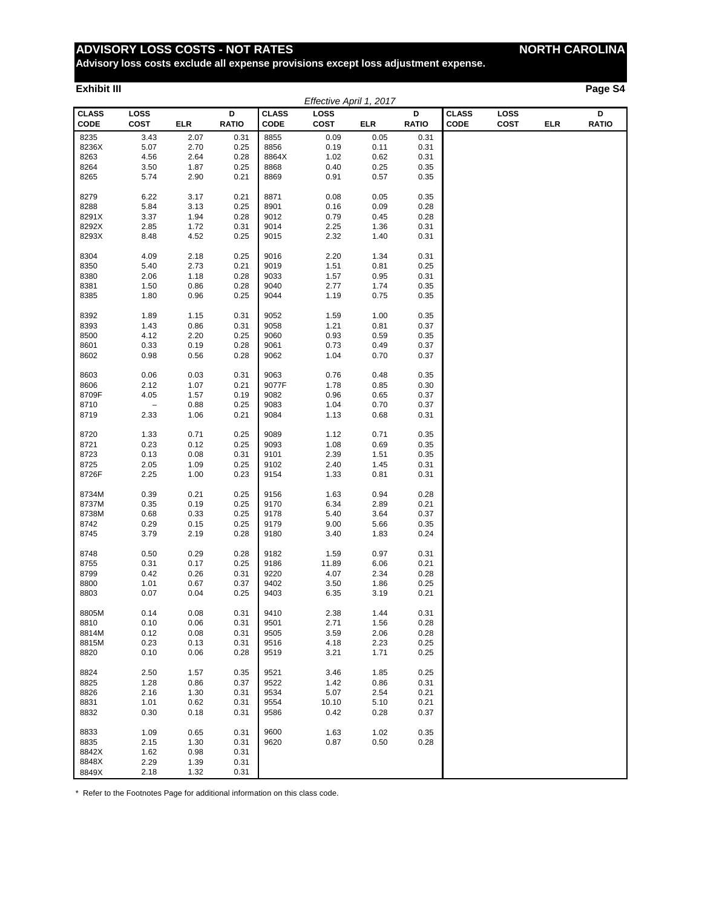# ADVISORY LOSS COSTS - NOT RATES — NORTH CAROLINA

**Advisory loss costs exclude all expense provisions except loss adjustment expense.**

**Exhibit III**

*Effective April 1, 2017*

| CLASS CODE | LOSS COST | ELR | D RATIO | CLASS CODE | LOSS COST | ELR | D RATIO | CLASS CODE | LOSS COST | ELR | D RATIO |
|---|---|---|---|---|---|---|---|---|---|---|---|
| 8235 | 3.43 | 2.07 | 0.31 | 8855 | 0.09 | 0.05 | 0.31 | | | | |
| 8236X | 5.07 | 2.70 | 0.25 | 8856 | 0.19 | 0.11 | 0.31 | | | | |
| 8263 | 4.56 | 2.64 | 0.28 | 8864X | 1.02 | 0.62 | 0.31 | | | | |
| 8264 | 3.50 | 1.87 | 0.25 | 8868 | 0.40 | 0.25 | 0.35 | | | | |
| 8265 | 5.74 | 2.90 | 0.21 | 8869 | 0.91 | 0.57 | 0.35 | | | | |
| 8279 | 6.22 | 3.17 | 0.21 | 8871 | 0.08 | 0.05 | 0.35 | | | | |
| 8288 | 5.84 | 3.13 | 0.25 | 8901 | 0.16 | 0.09 | 0.28 | | | | |
| 8291X | 3.37 | 1.94 | 0.28 | 9012 | 0.79 | 0.45 | 0.28 | | | | |
| 8292X | 2.85 | 1.72 | 0.31 | 9014 | 2.25 | 1.36 | 0.31 | | | | |
| 8293X | 8.48 | 4.52 | 0.25 | 9015 | 2.32 | 1.40 | 0.31 | | | | |
| 8304 | 4.09 | 2.18 | 0.25 | 9016 | 2.20 | 1.34 | 0.31 | | | | |
| 8350 | 5.40 | 2.73 | 0.21 | 9019 | 1.51 | 0.81 | 0.25 | | | | |
| 8380 | 2.06 | 1.18 | 0.28 | 9033 | 1.57 | 0.95 | 0.31 | | | | |
| 8381 | 1.50 | 0.86 | 0.28 | 9040 | 2.77 | 1.74 | 0.35 | | | | |
| 8385 | 1.80 | 0.96 | 0.25 | 9044 | 1.19 | 0.75 | 0.35 | | | | |
| 8392 | 1.89 | 1.15 | 0.31 | 9052 | 1.59 | 1.00 | 0.35 | | | | |
| 8393 | 1.43 | 0.86 | 0.31 | 9058 | 1.21 | 0.81 | 0.37 | | | | |
| 8500 | 4.12 | 2.20 | 0.25 | 9060 | 0.93 | 0.59 | 0.35 | | | | |
| 8601 | 0.33 | 0.19 | 0.28 | 9061 | 0.73 | 0.49 | 0.37 | | | | |
| 8602 | 0.98 | 0.56 | 0.28 | 9062 | 1.04 | 0.70 | 0.37 | | | | |
| 8603 | 0.06 | 0.03 | 0.31 | 9063 | 0.76 | 0.48 | 0.35 | | | | |
| 8606 | 2.12 | 1.07 | 0.21 | 9077F | 1.78 | 0.85 | 0.30 | | | | |
| 8709F | 4.05 | 1.57 | 0.19 | 9082 | 0.96 | 0.65 | 0.37 | | | | |
| 8710 | – | 0.88 | 0.25 | 9083 | 1.04 | 0.70 | 0.37 | | | | |
| 8719 | 2.33 | 1.06 | 0.21 | 9084 | 1.13 | 0.68 | 0.31 | | | | |
| 8720 | 1.33 | 0.71 | 0.25 | 9089 | 1.12 | 0.71 | 0.35 | | | | |
| 8721 | 0.23 | 0.12 | 0.25 | 9093 | 1.08 | 0.69 | 0.35 | | | | |
| 8723 | 0.13 | 0.08 | 0.31 | 9101 | 2.39 | 1.51 | 0.35 | | | | |
| 8725 | 2.05 | 1.09 | 0.25 | 9102 | 2.40 | 1.45 | 0.31 | | | | |
| 8726F | 2.25 | 1.00 | 0.23 | 9154 | 1.33 | 0.81 | 0.31 | | | | |
| 8734M | 0.39 | 0.21 | 0.25 | 9156 | 1.63 | 0.94 | 0.28 | | | | |
| 8737M | 0.35 | 0.19 | 0.25 | 9170 | 6.34 | 2.89 | 0.21 | | | | |
| 8738M | 0.68 | 0.33 | 0.25 | 9178 | 5.40 | 3.64 | 0.37 | | | | |
| 8742 | 0.29 | 0.15 | 0.25 | 9179 | 9.00 | 5.66 | 0.35 | | | | |
| 8745 | 3.79 | 2.19 | 0.28 | 9180 | 3.40 | 1.83 | 0.24 | | | | |
| 8748 | 0.50 | 0.29 | 0.28 | 9182 | 1.59 | 0.97 | 0.31 | | | | |
| 8755 | 0.31 | 0.17 | 0.25 | 9186 | 11.89 | 6.06 | 0.21 | | | | |
| 8799 | 0.42 | 0.26 | 0.31 | 9220 | 4.07 | 2.34 | 0.28 | | | | |
| 8800 | 1.01 | 0.67 | 0.37 | 9402 | 3.50 | 1.86 | 0.25 | | | | |
| 8803 | 0.07 | 0.04 | 0.25 | 9403 | 6.35 | 3.19 | 0.21 | | | | |
| 8805M | 0.14 | 0.08 | 0.31 | 9410 | 2.38 | 1.44 | 0.31 | | | | |
| 8810 | 0.10 | 0.06 | 0.31 | 9501 | 2.71 | 1.56 | 0.28 | | | | |
| 8814M | 0.12 | 0.08 | 0.31 | 9505 | 3.59 | 2.06 | 0.28 | | | | |
| 8815M | 0.23 | 0.13 | 0.31 | 9516 | 4.18 | 2.23 | 0.25 | | | | |
| 8820 | 0.10 | 0.06 | 0.28 | 9519 | 3.21 | 1.71 | 0.25 | | | | |
| 8824 | 2.50 | 1.57 | 0.35 | 9521 | 3.46 | 1.85 | 0.25 | | | | |
| 8825 | 1.28 | 0.86 | 0.37 | 9522 | 1.42 | 0.86 | 0.31 | | | | |
| 8826 | 2.16 | 1.30 | 0.31 | 9534 | 5.07 | 2.54 | 0.21 | | | | |
| 8831 | 1.01 | 0.62 | 0.31 | 9554 | 10.10 | 5.10 | 0.21 | | | | |
| 8832 | 0.30 | 0.18 | 0.31 | 9586 | 0.42 | 0.28 | 0.37 | | | | |
| 8833 | 1.09 | 0.65 | 0.31 | 9600 | 1.63 | 1.02 | 0.35 | | | | |
| 8835 | 2.15 | 1.30 | 0.31 | 9620 | 0.87 | 0.50 | 0.28 | | | | |
| 8842X | 1.62 | 0.98 | 0.31 | | | | | | | | |
| 8848X | 2.29 | 1.39 | 0.31 | | | | | | | | |
| 8849X | 2.18 | 1.32 | 0.31 | | | | | | | | |

\* Refer to the Footnotes Page for additional information on this class code.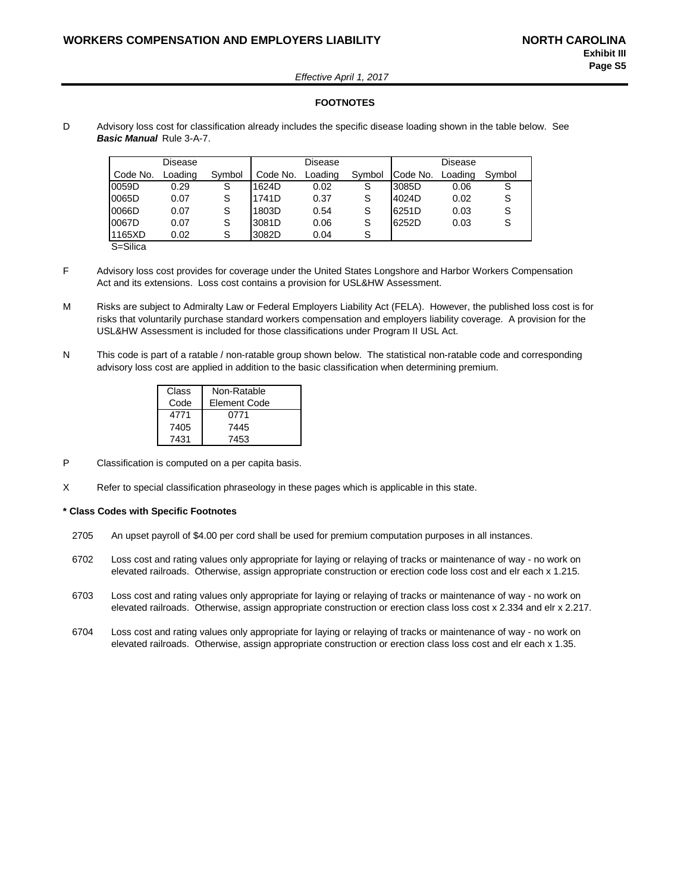## FOOTNOTES

D Advisory loss cost for classification already includes the specific disease loading shown in the table below. See ***Basic Manual*** Rule 3-A-7.

| Code No. | Disease Loading | Symbol | Code No. | Disease Loading | Symbol | Code No. | Disease Loading | Symbol |
|---|---|---|---|---|---|---|---|---|
| 0059D | 0.29 | S | 1624D | 0.02 | S | 3085D | 0.06 | S |
| 0065D | 0.07 | S | 1741D | 0.37 | S | 4024D | 0.02 | S |
| 0066D | 0.07 | S | 1803D | 0.54 | S | 6251D | 0.03 | S |
| 0067D | 0.07 | S | 3081D | 0.06 | S | 6252D | 0.03 | S |
| 1165XD | 0.02 | S | 3082D | 0.04 | S | | | |

S=Silica

F Advisory loss cost provides for coverage under the United States Longshore and Harbor Workers Compensation Act and its extensions. Loss cost contains a provision for USL&HW Assessment.

M Risks are subject to Admiralty Law or Federal Employers Liability Act (FELA). However, the published loss cost is for risks that voluntarily purchase standard workers compensation and employers liability coverage. A provision for the USL&HW Assessment is included for those classifications under Program II USL Act.

N This code is part of a ratable / non-ratable group shown below. The statistical non-ratable code and corresponding advisory loss cost are applied in addition to the basic classification when determining premium.

| Class Code | Non-Ratable Element Code |
|---|---|
| 4771 | 0771 |
| 7405 | 7445 |
| 7431 | 7453 |

P Classification is computed on a per capita basis.

X Refer to special classification phraseology in these pages which is applicable in this state.

**\* Class Codes with Specific Footnotes**

2705 An upset payroll of $4.00 per cord shall be used for premium computation purposes in all instances.

6702 Loss cost and rating values only appropriate for laying or relaying of tracks or maintenance of way - no work on elevated railroads. Otherwise, assign appropriate construction or erection code loss cost and elr each x 1.215.

6703 Loss cost and rating values only appropriate for laying or relaying of tracks or maintenance of way - no work on elevated railroads. Otherwise, assign appropriate construction or erection class loss cost x 2.334 and elr x 2.217.

6704 Loss cost and rating values only appropriate for laying or relaying of tracks or maintenance of way - no work on elevated railroads. Otherwise, assign appropriate construction or erection class loss cost and elr each x 1.35.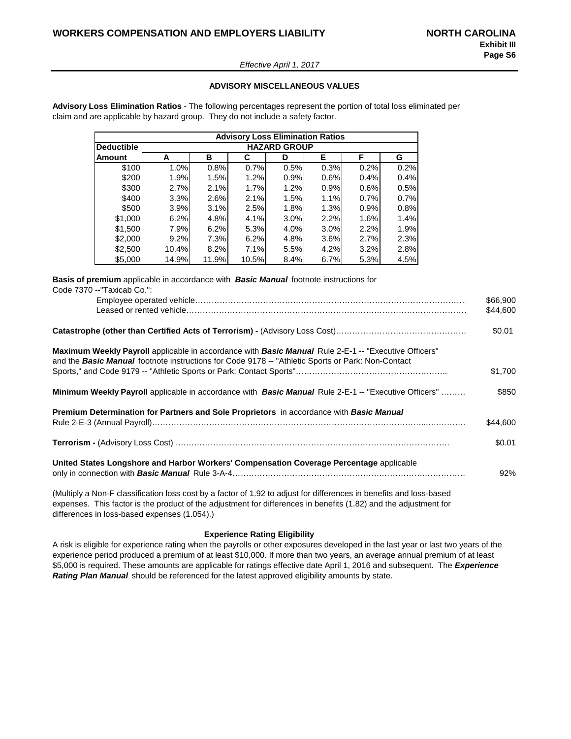**WORKERS COMPENSATION AND EMPLOYERS LIABILITY** **NORTH CAROLINA**

**Exhibit III**
**Page S6**

*Effective April 1, 2017*

### ADVISORY MISCELLANEOUS VALUES

**Advisory Loss Elimination Ratios** - The following percentages represent the portion of total loss eliminated per claim and are applicable by hazard group. They do not include a safety factor.

| Advisory Loss Elimination Ratios | | | | | | | |
|---|---|---|---|---|---|---|---|
| **Deductible** | **HAZARD GROUP** | | | | | | |
| **Amount** | **A** | **B** | **C** | **D** | **E** | **F** | **G** |
| $100 | 1.0% | 0.8% | 0.7% | 0.5% | 0.3% | 0.2% | 0.2% |
| $200 | 1.9% | 1.5% | 1.2% | 0.9% | 0.6% | 0.4% | 0.4% |
| $300 | 2.7% | 2.1% | 1.7% | 1.2% | 0.9% | 0.6% | 0.5% |
| $400 | 3.3% | 2.6% | 2.1% | 1.5% | 1.1% | 0.7% | 0.7% |
| $500 | 3.9% | 3.1% | 2.5% | 1.8% | 1.3% | 0.9% | 0.8% |
| $1,000 | 6.2% | 4.8% | 4.1% | 3.0% | 2.2% | 1.6% | 1.4% |
| $1,500 | 7.9% | 6.2% | 5.3% | 4.0% | 3.0% | 2.2% | 1.9% |
| $2,000 | 9.2% | 7.3% | 6.2% | 4.8% | 3.6% | 2.7% | 2.3% |
| $2,500 | 10.4% | 8.2% | 7.1% | 5.5% | 4.2% | 3.2% | 2.8% |
| $5,000 | 14.9% | 11.9% | 10.5% | 8.4% | 6.7% | 5.3% | 4.5% |

**Basis of premium** applicable in accordance with ***Basic Manual*** footnote instructions for Code 7370 --"Taxicab Co.":

Employee operated vehicle………………………………………………………………………………………… $66,900

Leased or rented vehicle……………………………………………………………………………………………… $44,600

**Catastrophe (other than Certified Acts of Terrorism) -** (Advisory Loss Cost)………………………………………… $0.01

**Maximum Weekly Payroll** applicable in accordance with ***Basic Manual*** Rule 2-E-1 -- "Executive Officers" and the ***Basic Manual*** footnote instructions for Code 9178 -- "Athletic Sports or Park: Non-Contact Sports," and Code 9179 -- "Athletic Sports or Park: Contact Sports"……………………………………………….. $1,700

**Minimum Weekly Payroll** applicable in accordance with ***Basic Manual*** Rule 2-E-1 -- "Executive Officers" ……… $850

**Premium Determination for Partners and Sole Proprietors** in accordance with ***Basic Manual*** Rule 2-E-3 (Annual Payroll)……………………………………………………………………………………………… $44,600

**Terrorism -** (Advisory Loss Cost) ……………………………………………………………………………………… $0.01

**United States Longshore and Harbor Workers' Compensation Coverage Percentage** applicable only in connection with ***Basic Manual*** Rule 3-A-4……………………………………………………………………… 92%

(Multiply a Non-F classification loss cost by a factor of 1.92 to adjust for differences in benefits and loss-based expenses. This factor is the product of the adjustment for differences in benefits (1.82) and the adjustment for differences in loss-based expenses (1.054).)

**Experience Rating Eligibility**

A risk is eligible for experience rating when the payrolls or other exposures developed in the last year or last two years of the experience period produced a premium of at least $10,000. If more than two years, an average annual premium of at least $5,000 is required. These amounts are applicable for ratings effective date April 1, 2016 and subsequent. The ***Experience Rating Plan Manual*** should be referenced for the latest approved eligibility amounts by state.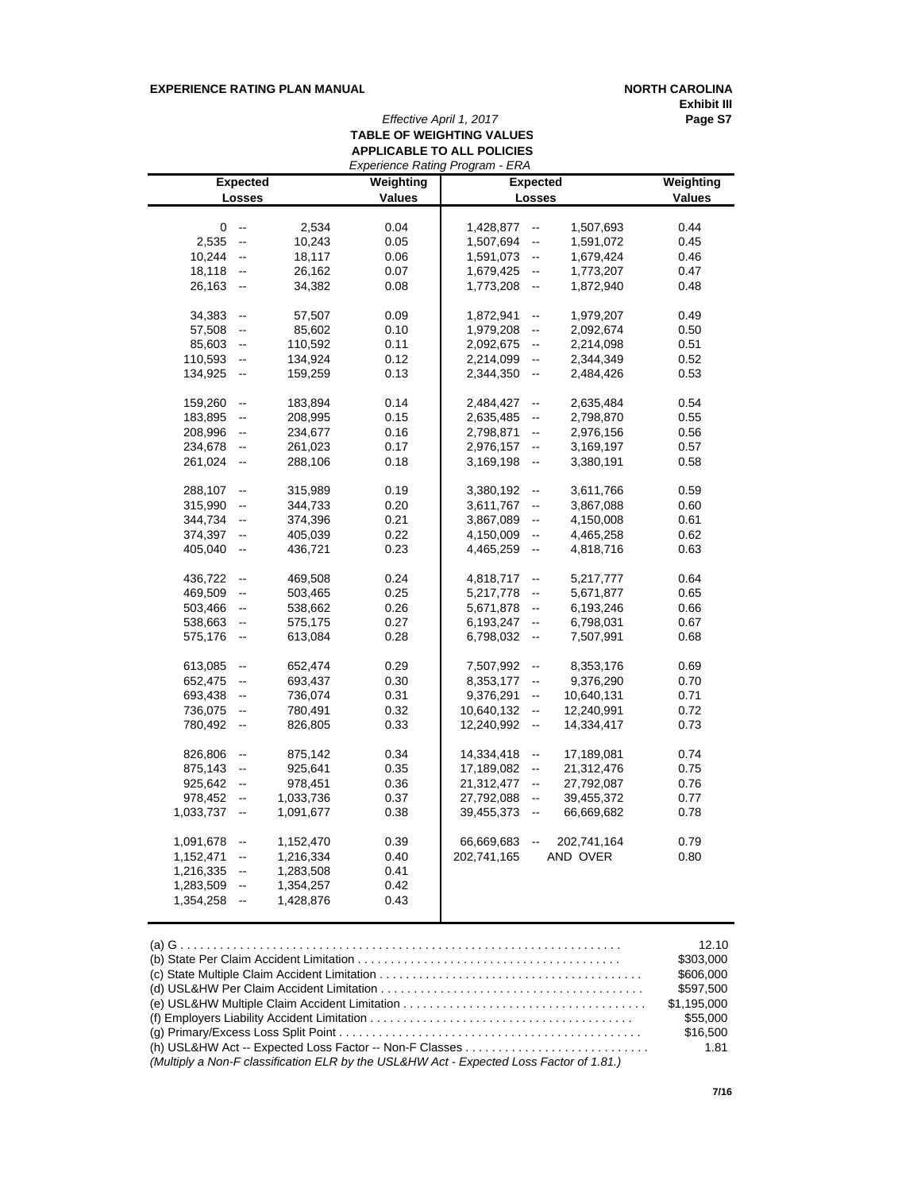**EXPERIENCE RATING PLAN MANUAL** **NORTH CAROLINA**

**Exhibit III**

**Page S7**

*Effective April 1, 2017*

## TABLE OF WEIGHTING VALUES APPLICABLE TO ALL POLICIES

*Experience Rating Program - ERA*

| Expected Losses | Weighting Values | Expected Losses | Weighting Values |
|---|---|---|---|
| 0 -- 2,534 | 0.04 | 1,428,877 -- 1,507,693 | 0.44 |
| 2,535 -- 10,243 | 0.05 | 1,507,694 -- 1,591,072 | 0.45 |
| 10,244 -- 18,117 | 0.06 | 1,591,073 -- 1,679,424 | 0.46 |
| 18,118 -- 26,162 | 0.07 | 1,679,425 -- 1,773,207 | 0.47 |
| 26,163 -- 34,382 | 0.08 | 1,773,208 -- 1,872,940 | 0.48 |
| 34,383 -- 57,507 | 0.09 | 1,872,941 -- 1,979,207 | 0.49 |
| 57,508 -- 85,602 | 0.10 | 1,979,208 -- 2,092,674 | 0.50 |
| 85,603 -- 110,592 | 0.11 | 2,092,675 -- 2,214,098 | 0.51 |
| 110,593 -- 134,924 | 0.12 | 2,214,099 -- 2,344,349 | 0.52 |
| 134,925 -- 159,259 | 0.13 | 2,344,350 -- 2,484,426 | 0.53 |
| 159,260 -- 183,894 | 0.14 | 2,484,427 -- 2,635,484 | 0.54 |
| 183,895 -- 208,995 | 0.15 | 2,635,485 -- 2,798,870 | 0.55 |
| 208,996 -- 234,677 | 0.16 | 2,798,871 -- 2,976,156 | 0.56 |
| 234,678 -- 261,023 | 0.17 | 2,976,157 -- 3,169,197 | 0.57 |
| 261,024 -- 288,106 | 0.18 | 3,169,198 -- 3,380,191 | 0.58 |
| 288,107 -- 315,989 | 0.19 | 3,380,192 -- 3,611,766 | 0.59 |
| 315,990 -- 344,733 | 0.20 | 3,611,767 -- 3,867,088 | 0.60 |
| 344,734 -- 374,396 | 0.21 | 3,867,089 -- 4,150,008 | 0.61 |
| 374,397 -- 405,039 | 0.22 | 4,150,009 -- 4,465,258 | 0.62 |
| 405,040 -- 436,721 | 0.23 | 4,465,259 -- 4,818,716 | 0.63 |
| 436,722 -- 469,508 | 0.24 | 4,818,717 -- 5,217,777 | 0.64 |
| 469,509 -- 503,465 | 0.25 | 5,217,778 -- 5,671,877 | 0.65 |
| 503,466 -- 538,662 | 0.26 | 5,671,878 -- 6,193,246 | 0.66 |
| 538,663 -- 575,175 | 0.27 | 6,193,247 -- 6,798,031 | 0.67 |
| 575,176 -- 613,084 | 0.28 | 6,798,032 -- 7,507,991 | 0.68 |
| 613,085 -- 652,474 | 0.29 | 7,507,992 -- 8,353,176 | 0.69 |
| 652,475 -- 693,437 | 0.30 | 8,353,177 -- 9,376,290 | 0.70 |
| 693,438 -- 736,074 | 0.31 | 9,376,291 -- 10,640,131 | 0.71 |
| 736,075 -- 780,491 | 0.32 | 10,640,132 -- 12,240,991 | 0.72 |
| 780,492 -- 826,805 | 0.33 | 12,240,992 -- 14,334,417 | 0.73 |
| 826,806 -- 875,142 | 0.34 | 14,334,418 -- 17,189,081 | 0.74 |
| 875,143 -- 925,641 | 0.35 | 17,189,082 -- 21,312,476 | 0.75 |
| 925,642 -- 978,451 | 0.36 | 21,312,477 -- 27,792,087 | 0.76 |
| 978,452 -- 1,033,736 | 0.37 | 27,792,088 -- 39,455,372 | 0.77 |
| 1,033,737 -- 1,091,677 | 0.38 | 39,455,373 -- 66,669,682 | 0.78 |
| 1,091,678 -- 1,152,470 | 0.39 | 66,669,683 -- 202,741,164 | 0.79 |
| 1,152,471 -- 1,216,334 | 0.40 | 202,741,165 AND OVER | 0.80 |
| 1,216,335 -- 1,283,508 | 0.41 | | |
| 1,283,509 -- 1,354,257 | 0.42 | | |
| 1,354,258 -- 1,428,876 | 0.43 | | |

(a) G . . . . . . . . . . . . . . . . . . . . . . . . . . . . . . . . . . . . 12.10
(b) State Per Claim Accident Limitation . . . . . . . . . . . . . . . . . . . . $303,000
(c) State Multiple Claim Accident Limitation . . . . . . . . . . . . . . . . . . $606,000
(d) USL&HW Per Claim Accident Limitation . . . . . . . . . . . . . . . . . . $597,500
(e) USL&HW Multiple Claim Accident Limitation . . . . . . . . . . . . . . . . $1,195,000
(f) Employers Liability Accident Limitation . . . . . . . . . . . . . . . . . . $55,000
(g) Primary/Excess Loss Split Point . . . . . . . . . . . . . . . . . . . . . $16,500
(h) USL&HW Act -- Expected Loss Factor -- Non-F Classes . . . . . . . . . . . 1.81
*(Multiply a Non-F classification ELR by the USL&HW Act - Expected Loss Factor of 1.81.)*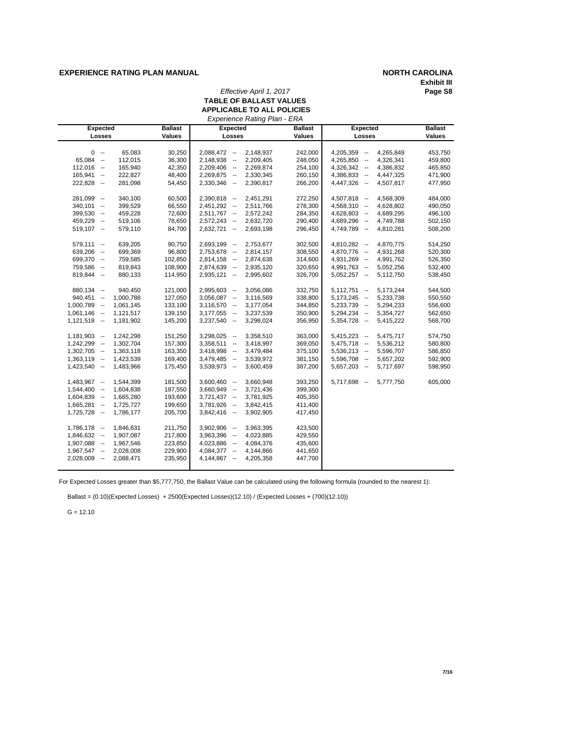**EXPERIENCE RATING PLAN MANUAL** **NORTH CAROLINA**

**Exhibit III**

*Effective April 1, 2017*

**TABLE OF BALLAST VALUES**
**APPLICABLE TO ALL POLICIES**
*Experience Rating Plan - ERA*

| Expected Losses | Ballast Values | Expected Losses | Ballast Values | Expected Losses | Ballast Values |
|---|---|---|---|---|---|
| 0 -- 65,083 | 30,250 | 2,088,472 -- 2,148,937 | 242,000 | 4,205,359 -- 4,265,849 | 453,750 |
| 65,084 -- 112,015 | 36,300 | 2,148,938 -- 2,209,405 | 248,050 | 4,265,850 -- 4,326,341 | 459,800 |
| 112,016 -- 165,940 | 42,350 | 2,209,406 -- 2,269,874 | 254,100 | 4,326,342 -- 4,386,832 | 465,850 |
| 165,941 -- 222,827 | 48,400 | 2,269,875 -- 2,330,345 | 260,150 | 4,386,833 -- 4,447,325 | 471,900 |
| 222,828 -- 281,098 | 54,450 | 2,330,346 -- 2,390,817 | 266,200 | 4,447,326 -- 4,507,817 | 477,950 |
| 281,099 -- 340,100 | 60,500 | 2,390,818 -- 2,451,291 | 272,250 | 4,507,818 -- 4,568,309 | 484,000 |
| 340,101 -- 399,529 | 66,550 | 2,451,292 -- 2,511,766 | 278,300 | 4,568,310 -- 4,628,802 | 490,050 |
| 399,530 -- 459,228 | 72,600 | 2,511,767 -- 2,572,242 | 284,350 | 4,628,803 -- 4,689,295 | 496,100 |
| 459,229 -- 519,106 | 78,650 | 2,572,243 -- 2,632,720 | 290,400 | 4,689,296 -- 4,749,788 | 502,150 |
| 519,107 -- 579,110 | 84,700 | 2,632,721 -- 2,693,198 | 296,450 | 4,749,789 -- 4,810,281 | 508,200 |
| 579,111 -- 639,205 | 90,750 | 2,693,199 -- 2,753,677 | 302,500 | 4,810,282 -- 4,870,775 | 514,250 |
| 639,206 -- 699,369 | 96,800 | 2,753,678 -- 2,814,157 | 308,550 | 4,870,776 -- 4,931,268 | 520,300 |
| 699,370 -- 759,585 | 102,850 | 2,814,158 -- 2,874,638 | 314,600 | 4,931,269 -- 4,991,762 | 526,350 |
| 759,586 -- 819,843 | 108,900 | 2,874,639 -- 2,935,120 | 320,650 | 4,991,763 -- 5,052,256 | 532,400 |
| 819,844 -- 880,133 | 114,950 | 2,935,121 -- 2,995,602 | 326,700 | 5,052,257 -- 5,112,750 | 538,450 |
| 880,134 -- 940,450 | 121,000 | 2,995,603 -- 3,056,086 | 332,750 | 5,112,751 -- 5,173,244 | 544,500 |
| 940,451 -- 1,000,788 | 127,050 | 3,056,087 -- 3,116,569 | 338,800 | 5,173,245 -- 5,233,738 | 550,550 |
| 1,000,789 -- 1,061,145 | 133,100 | 3,116,570 -- 3,177,054 | 344,850 | 5,233,739 -- 5,294,233 | 556,600 |
| 1,061,146 -- 1,121,517 | 139,150 | 3,177,055 -- 3,237,539 | 350,900 | 5,294,234 -- 5,354,727 | 562,650 |
| 1,121,518 -- 1,181,902 | 145,200 | 3,237,540 -- 3,298,024 | 356,950 | 5,354,728 -- 5,415,222 | 568,700 |
| 1,181,903 -- 1,242,298 | 151,250 | 3,298,025 -- 3,358,510 | 363,000 | 5,415,223 -- 5,475,717 | 574,750 |
| 1,242,299 -- 1,302,704 | 157,300 | 3,358,511 -- 3,418,997 | 369,050 | 5,475,718 -- 5,536,212 | 580,800 |
| 1,302,705 -- 1,363,118 | 163,350 | 3,418,998 -- 3,479,484 | 375,100 | 5,536,213 -- 5,596,707 | 586,850 |
| 1,363,119 -- 1,423,539 | 169,400 | 3,479,485 -- 3,539,972 | 381,150 | 5,596,708 -- 5,657,202 | 592,900 |
| 1,423,540 -- 1,483,966 | 175,450 | 3,539,973 -- 3,600,459 | 387,200 | 5,657,203 -- 5,717,697 | 598,950 |
| 1,483,967 -- 1,544,399 | 181,500 | 3,600,460 -- 3,660,948 | 393,250 | 5,717,698 -- 5,777,750 | 605,000 |
| 1,544,400 -- 1,604,838 | 187,550 | 3,660,949 -- 3,721,436 | 399,300 | | |
| 1,604,839 -- 1,665,280 | 193,600 | 3,721,437 -- 3,781,925 | 405,350 | | |
| 1,665,281 -- 1,725,727 | 199,650 | 3,781,926 -- 3,842,415 | 411,400 | | |
| 1,725,728 -- 1,786,177 | 205,700 | 3,842,416 -- 3,902,905 | 417,450 | | |
| 1,786,178 -- 1,846,631 | 211,750 | 3,902,906 -- 3,963,395 | 423,500 | | |
| 1,846,632 -- 1,907,087 | 217,800 | 3,963,396 -- 4,023,885 | 429,550 | | |
| 1,907,088 -- 1,967,546 | 223,850 | 4,023,886 -- 4,084,376 | 435,600 | | |
| 1,967,547 -- 2,028,008 | 229,900 | 4,084,377 -- 4,144,866 | 441,650 | | |
| 2,028,009 -- 2,088,471 | 235,950 | 4,144,867 -- 4,205,358 | 447,700 | | |

For Expected Losses greater than $5,777,750, the Ballast Value can be calculated using the following formula (rounded to the nearest 1):

Ballast = (0.10)(Expected Losses) + 2500(Expected Losses)(12.10) / (Expected Losses + (700)(12.10))

G = 12.10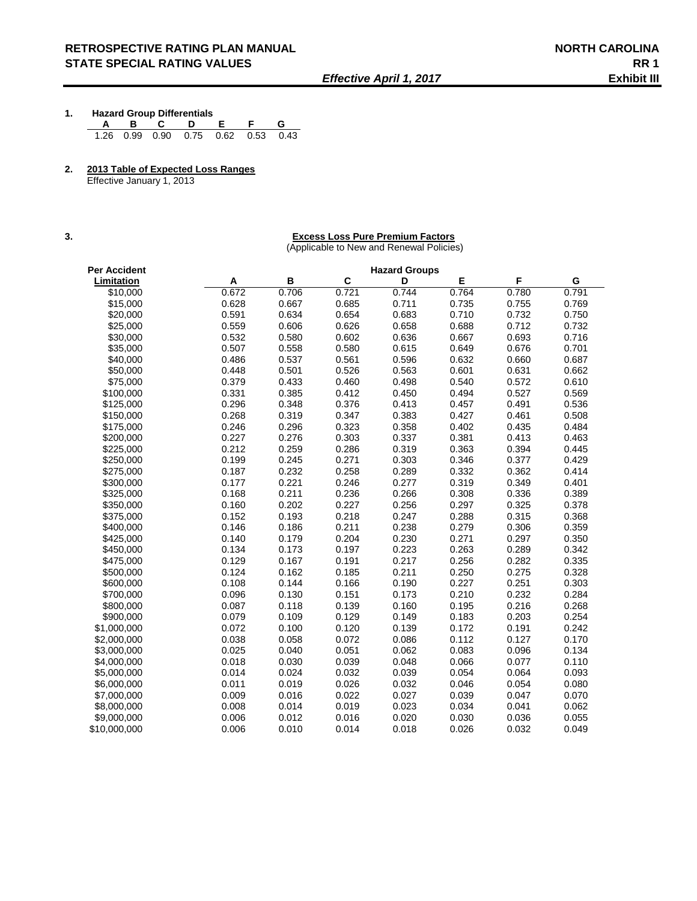# RETROSPECTIVE RATING PLAN MANUAL — NORTH CAROLINA
## STATE SPECIAL RATING VALUES — RR 1 Exhibit III

*Effective April 1, 2017*

**1. Hazard Group Differentials**

| A | B | C | D | E | F | G |
|---|---|---|---|---|---|---|
| 1.26 | 0.99 | 0.90 | 0.75 | 0.62 | 0.53 | 0.43 |

**2. 2013 Table of Expected Loss Ranges**

Effective January 1, 2013

**3. Excess Loss Pure Premium Factors**

(Applicable to New and Renewal Policies)

| Per Accident Limitation | A | B | C | D | E | F | G |
|---|---|---|---|---|---|---|---|
| | **Hazard Groups** | | | | | | |
| $10,000 | 0.672 | 0.706 | 0.721 | 0.744 | 0.764 | 0.780 | 0.791 |
| $15,000 | 0.628 | 0.667 | 0.685 | 0.711 | 0.735 | 0.755 | 0.769 |
| $20,000 | 0.591 | 0.634 | 0.654 | 0.683 | 0.710 | 0.732 | 0.750 |
| $25,000 | 0.559 | 0.606 | 0.626 | 0.658 | 0.688 | 0.712 | 0.732 |
| $30,000 | 0.532 | 0.580 | 0.602 | 0.636 | 0.667 | 0.693 | 0.716 |
| $35,000 | 0.507 | 0.558 | 0.580 | 0.615 | 0.649 | 0.676 | 0.701 |
| $40,000 | 0.486 | 0.537 | 0.561 | 0.596 | 0.632 | 0.660 | 0.687 |
| $50,000 | 0.448 | 0.501 | 0.526 | 0.563 | 0.601 | 0.631 | 0.662 |
| $75,000 | 0.379 | 0.433 | 0.460 | 0.498 | 0.540 | 0.572 | 0.610 |
| $100,000 | 0.331 | 0.385 | 0.412 | 0.450 | 0.494 | 0.527 | 0.569 |
| $125,000 | 0.296 | 0.348 | 0.376 | 0.413 | 0.457 | 0.491 | 0.536 |
| $150,000 | 0.268 | 0.319 | 0.347 | 0.383 | 0.427 | 0.461 | 0.508 |
| $175,000 | 0.246 | 0.296 | 0.323 | 0.358 | 0.402 | 0.435 | 0.484 |
| $200,000 | 0.227 | 0.276 | 0.303 | 0.337 | 0.381 | 0.413 | 0.463 |
| $225,000 | 0.212 | 0.259 | 0.286 | 0.319 | 0.363 | 0.394 | 0.445 |
| $250,000 | 0.199 | 0.245 | 0.271 | 0.303 | 0.346 | 0.377 | 0.429 |
| $275,000 | 0.187 | 0.232 | 0.258 | 0.289 | 0.332 | 0.362 | 0.414 |
| $300,000 | 0.177 | 0.221 | 0.246 | 0.277 | 0.319 | 0.349 | 0.401 |
| $325,000 | 0.168 | 0.211 | 0.236 | 0.266 | 0.308 | 0.336 | 0.389 |
| $350,000 | 0.160 | 0.202 | 0.227 | 0.256 | 0.297 | 0.325 | 0.378 |
| $375,000 | 0.152 | 0.193 | 0.218 | 0.247 | 0.288 | 0.315 | 0.368 |
| $400,000 | 0.146 | 0.186 | 0.211 | 0.238 | 0.279 | 0.306 | 0.359 |
| $425,000 | 0.140 | 0.179 | 0.204 | 0.230 | 0.271 | 0.297 | 0.350 |
| $450,000 | 0.134 | 0.173 | 0.197 | 0.223 | 0.263 | 0.289 | 0.342 |
| $475,000 | 0.129 | 0.167 | 0.191 | 0.217 | 0.256 | 0.282 | 0.335 |
| $500,000 | 0.124 | 0.162 | 0.185 | 0.211 | 0.250 | 0.275 | 0.328 |
| $600,000 | 0.108 | 0.144 | 0.166 | 0.190 | 0.227 | 0.251 | 0.303 |
| $700,000 | 0.096 | 0.130 | 0.151 | 0.173 | 0.210 | 0.232 | 0.284 |
| $800,000 | 0.087 | 0.118 | 0.139 | 0.160 | 0.195 | 0.216 | 0.268 |
| $900,000 | 0.079 | 0.109 | 0.129 | 0.149 | 0.183 | 0.203 | 0.254 |
| $1,000,000 | 0.072 | 0.100 | 0.120 | 0.139 | 0.172 | 0.191 | 0.242 |
| $2,000,000 | 0.038 | 0.058 | 0.072 | 0.086 | 0.112 | 0.127 | 0.170 |
| $3,000,000 | 0.025 | 0.040 | 0.051 | 0.062 | 0.083 | 0.096 | 0.134 |
| $4,000,000 | 0.018 | 0.030 | 0.039 | 0.048 | 0.066 | 0.077 | 0.110 |
| $5,000,000 | 0.014 | 0.024 | 0.032 | 0.039 | 0.054 | 0.064 | 0.093 |
| $6,000,000 | 0.011 | 0.019 | 0.026 | 0.032 | 0.046 | 0.054 | 0.080 |
| $7,000,000 | 0.009 | 0.016 | 0.022 | 0.027 | 0.039 | 0.047 | 0.070 |
| $8,000,000 | 0.008 | 0.014 | 0.019 | 0.023 | 0.034 | 0.041 | 0.062 |
| $9,000,000 | 0.006 | 0.012 | 0.016 | 0.020 | 0.030 | 0.036 | 0.055 |
| $10,000,000 | 0.006 | 0.010 | 0.014 | 0.018 | 0.026 | 0.032 | 0.049 |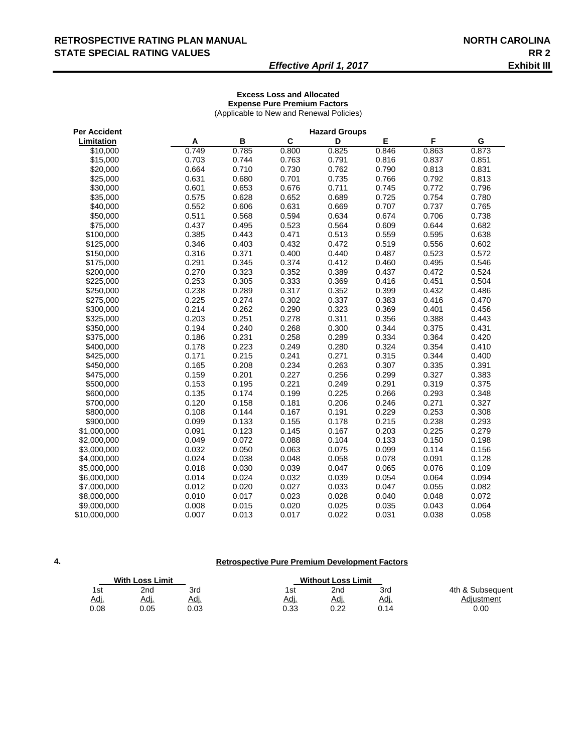**Excess Loss and Allocated**
**Expense Pure Premium Factors**
(Applicable to New and Renewal Policies)

| Per Accident Limitation | Hazard Groups A | B | C | D | E | F | G |
|---|---|---|---|---|---|---|---|
| $10,000 | 0.749 | 0.785 | 0.800 | 0.825 | 0.846 | 0.863 | 0.873 |
| $15,000 | 0.703 | 0.744 | 0.763 | 0.791 | 0.816 | 0.837 | 0.851 |
| $20,000 | 0.664 | 0.710 | 0.730 | 0.762 | 0.790 | 0.813 | 0.831 |
| $25,000 | 0.631 | 0.680 | 0.701 | 0.735 | 0.766 | 0.792 | 0.813 |
| $30,000 | 0.601 | 0.653 | 0.676 | 0.711 | 0.745 | 0.772 | 0.796 |
| $35,000 | 0.575 | 0.628 | 0.652 | 0.689 | 0.725 | 0.754 | 0.780 |
| $40,000 | 0.552 | 0.606 | 0.631 | 0.669 | 0.707 | 0.737 | 0.765 |
| $50,000 | 0.511 | 0.568 | 0.594 | 0.634 | 0.674 | 0.706 | 0.738 |
| $75,000 | 0.437 | 0.495 | 0.523 | 0.564 | 0.609 | 0.644 | 0.682 |
| $100,000 | 0.385 | 0.443 | 0.471 | 0.513 | 0.559 | 0.595 | 0.638 |
| $125,000 | 0.346 | 0.403 | 0.432 | 0.472 | 0.519 | 0.556 | 0.602 |
| $150,000 | 0.316 | 0.371 | 0.400 | 0.440 | 0.487 | 0.523 | 0.572 |
| $175,000 | 0.291 | 0.345 | 0.374 | 0.412 | 0.460 | 0.495 | 0.546 |
| $200,000 | 0.270 | 0.323 | 0.352 | 0.389 | 0.437 | 0.472 | 0.524 |
| $225,000 | 0.253 | 0.305 | 0.333 | 0.369 | 0.416 | 0.451 | 0.504 |
| $250,000 | 0.238 | 0.289 | 0.317 | 0.352 | 0.399 | 0.432 | 0.486 |
| $275,000 | 0.225 | 0.274 | 0.302 | 0.337 | 0.383 | 0.416 | 0.470 |
| $300,000 | 0.214 | 0.262 | 0.290 | 0.323 | 0.369 | 0.401 | 0.456 |
| $325,000 | 0.203 | 0.251 | 0.278 | 0.311 | 0.356 | 0.388 | 0.443 |
| $350,000 | 0.194 | 0.240 | 0.268 | 0.300 | 0.344 | 0.375 | 0.431 |
| $375,000 | 0.186 | 0.231 | 0.258 | 0.289 | 0.334 | 0.364 | 0.420 |
| $400,000 | 0.178 | 0.223 | 0.249 | 0.280 | 0.324 | 0.354 | 0.410 |
| $425,000 | 0.171 | 0.215 | 0.241 | 0.271 | 0.315 | 0.344 | 0.400 |
| $450,000 | 0.165 | 0.208 | 0.234 | 0.263 | 0.307 | 0.335 | 0.391 |
| $475,000 | 0.159 | 0.201 | 0.227 | 0.256 | 0.299 | 0.327 | 0.383 |
| $500,000 | 0.153 | 0.195 | 0.221 | 0.249 | 0.291 | 0.319 | 0.375 |
| $600,000 | 0.135 | 0.174 | 0.199 | 0.225 | 0.266 | 0.293 | 0.348 |
| $700,000 | 0.120 | 0.158 | 0.181 | 0.206 | 0.246 | 0.271 | 0.327 |
| $800,000 | 0.108 | 0.144 | 0.167 | 0.191 | 0.229 | 0.253 | 0.308 |
| $900,000 | 0.099 | 0.133 | 0.155 | 0.178 | 0.215 | 0.238 | 0.293 |
| $1,000,000 | 0.091 | 0.123 | 0.145 | 0.167 | 0.203 | 0.225 | 0.279 |
| $2,000,000 | 0.049 | 0.072 | 0.088 | 0.104 | 0.133 | 0.150 | 0.198 |
| $3,000,000 | 0.032 | 0.050 | 0.063 | 0.075 | 0.099 | 0.114 | 0.156 |
| $4,000,000 | 0.024 | 0.038 | 0.048 | 0.058 | 0.078 | 0.091 | 0.128 |
| $5,000,000 | 0.018 | 0.030 | 0.039 | 0.047 | 0.065 | 0.076 | 0.109 |
| $6,000,000 | 0.014 | 0.024 | 0.032 | 0.039 | 0.054 | 0.064 | 0.094 |
| $7,000,000 | 0.012 | 0.020 | 0.027 | 0.033 | 0.047 | 0.055 | 0.082 |
| $8,000,000 | 0.010 | 0.017 | 0.023 | 0.028 | 0.040 | 0.048 | 0.072 |
| $9,000,000 | 0.008 | 0.015 | 0.020 | 0.025 | 0.035 | 0.043 | 0.064 |
| $10,000,000 | 0.007 | 0.013 | 0.017 | 0.022 | 0.031 | 0.038 | 0.058 |

**4. Retrospective Pure Premium Development Factors**

| With Loss Limit | | | Without Loss Limit | | | |
|---|---|---|---|---|---|---|
| 1st Adj. | 2nd Adj. | 3rd Adj. | 1st Adj. | 2nd Adj. | 3rd Adj. | 4th & Subsequent Adjustment |
| 0.08 | 0.05 | 0.03 | 0.33 | 0.22 | 0.14 | 0.00 |